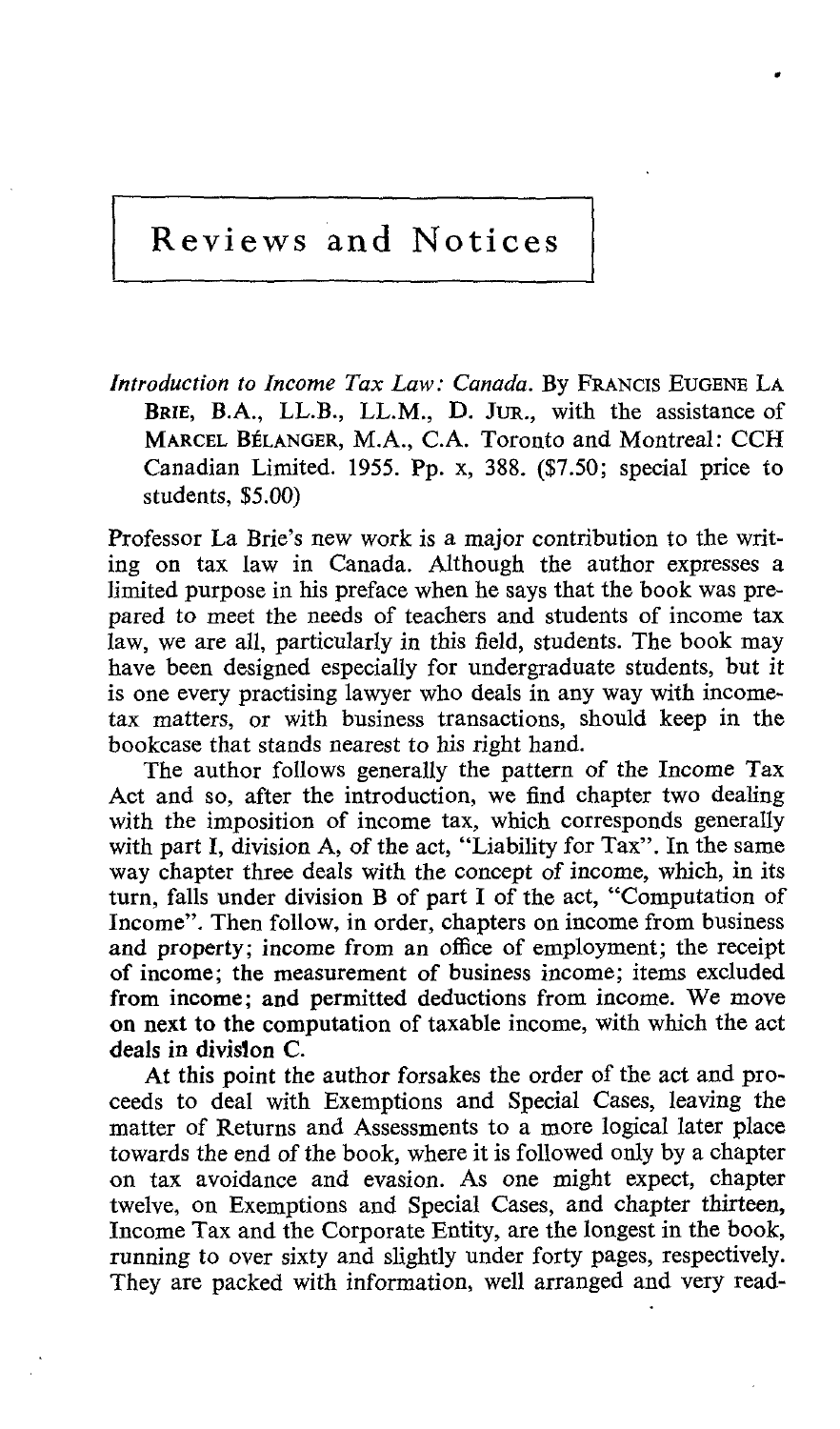# Reviews and Notices

*Introduction to Income Tax Law: Canada*. By FRANCIS EUGENE LA BRIE, B.A., LL.B., LL.M., D. JUR., with the assistance of MARCEL BÉLANGER, M.A., C.A. Toronto and Montreal: CCH Canadian Limited. 1955. Pp. x, 388. ($7.50; special price to students, $5.00)

Professor La Brie's new work is a major contribution to the writing on tax law in Canada. Although the author expresses a limited purpose in his preface when he says that the book was prepared to meet the needs of teachers and students of income tax law, we are all, particularly in this field, students. The book may have been designed especially for undergraduate students, but it is one every practising lawyer who deals in any way with income-tax matters, or with business transactions, should keep in the bookcase that stands nearest to his right hand.

The author follows generally the pattern of the Income Tax Act and so, after the introduction, we find chapter two dealing with the imposition of income tax, which corresponds generally with part I, division A, of the act, "Liability for Tax". In the same way chapter three deals with the concept of income, which, in its turn, falls under division B of part I of the act, "Computation of Income". Then follow, in order, chapters on income from business and property; income from an office of employment; the receipt of income; the measurement of business income; items excluded from income; and permitted deductions from income. We move on next to the computation of taxable income, with which the act deals in division C.

At this point the author forsakes the order of the act and proceeds to deal with Exemptions and Special Cases, leaving the matter of Returns and Assessments to a more logical later place towards the end of the book, where it is followed only by a chapter on tax avoidance and evasion. As one might expect, chapter twelve, on Exemptions and Special Cases, and chapter thirteen, Income Tax and the Corporate Entity, are the longest in the book, running to over sixty and slightly under forty pages, respectively. They are packed with information, well arranged and very read-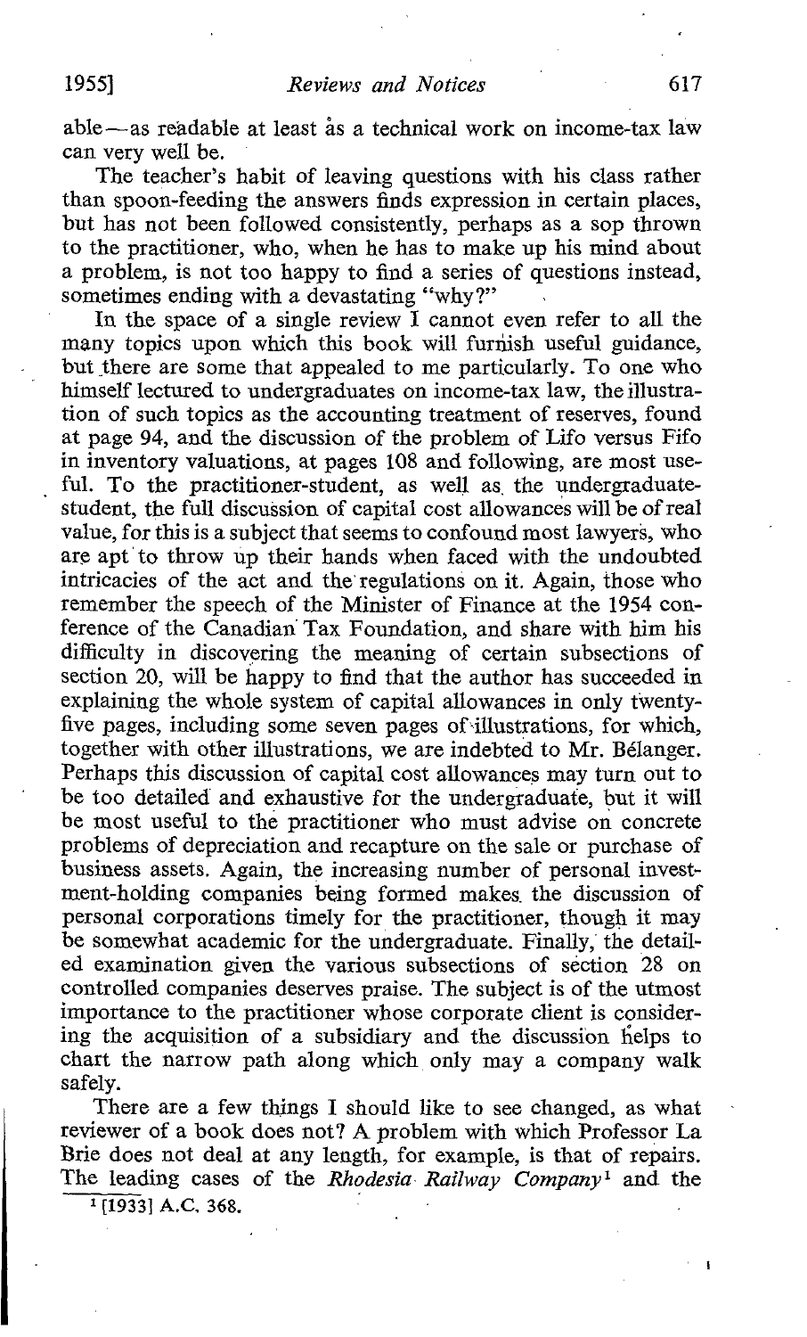able—as readable at least as a technical work on income-tax law can very well be.

The teacher's habit of leaving questions with his class rather than spoon-feeding the answers finds expression in certain places, but has not been followed consistently, perhaps as a sop thrown to the practitioner, who, when he has to make up his mind about a problem, is not too happy to find a series of questions instead, sometimes ending with a devastating "why?"

In the space of a single review I cannot even refer to all the many topics upon which this book will furnish useful guidance, but there are some that appealed to me particularly. To one who himself lectured to undergraduates on income-tax law, the illustration of such topics as the accounting treatment of reserves, found at page 94, and the discussion of the problem of Lifo versus Fifo in inventory valuations, at pages 108 and following, are most useful. To the practitioner-student, as well as the undergraduate-student, the full discussion of capital cost allowances will be of real value, for this is a subject that seems to confound most lawyers, who are apt to throw up their hands when faced with the undoubted intricacies of the act and the regulations on it. Again, those who remember the speech of the Minister of Finance at the 1954 conference of the Canadian Tax Foundation, and share with him his difficulty in discovering the meaning of certain subsections of section 20, will be happy to find that the author has succeeded in explaining the whole system of capital allowances in only twenty-five pages, including some seven pages of illustrations, for which, together with other illustrations, we are indebted to Mr. Bélanger. Perhaps this discussion of capital cost allowances may turn out to be too detailed and exhaustive for the undergraduate, but it will be most useful to the practitioner who must advise on concrete problems of depreciation and recapture on the sale or purchase of business assets. Again, the increasing number of personal investment-holding companies being formed makes the discussion of personal corporations timely for the practitioner, though it may be somewhat academic for the undergraduate. Finally, the detailed examination given the various subsections of section 28 on controlled companies deserves praise. The subject is of the utmost importance to the practitioner whose corporate client is considering the acquisition of a subsidiary and the discussion helps to chart the narrow path along which only may a company walk safely.

There are a few things I should like to see changed, as what reviewer of a book does not? A problem with which Professor La Brie does not deal at any length, for example, is that of repairs. The leading cases of the *Rhodesia Railway Company*[1] and the

[1] [1933] A.C. 368.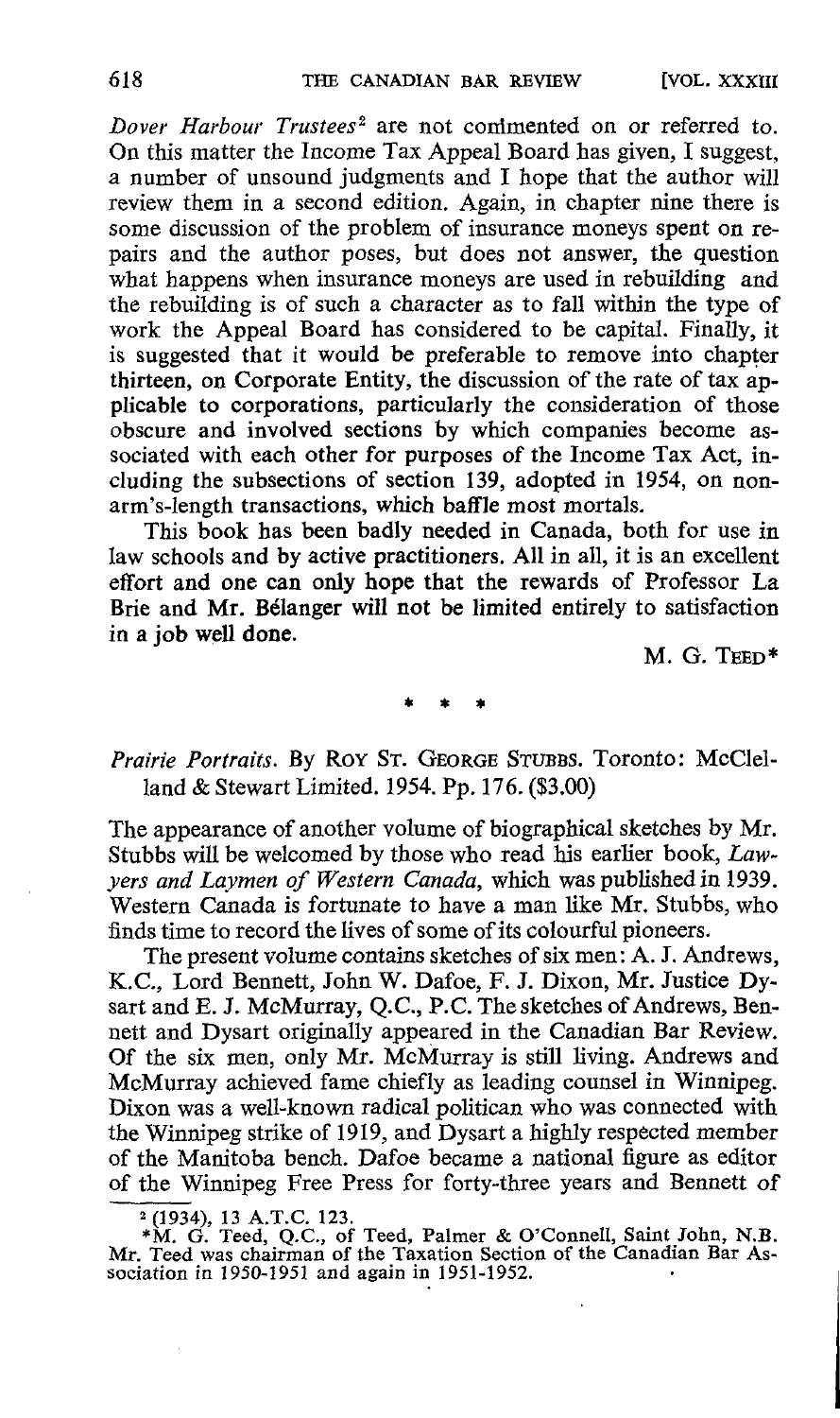*Dover Harbour Trustees*[2] are not commented on or referred to. On this matter the Income Tax Appeal Board has given, I suggest, a number of unsound judgments and I hope that the author will review them in a second edition. Again, in chapter nine there is some discussion of the problem of insurance moneys spent on repairs and the author poses, but does not answer, the question what happens when insurance moneys are used in rebuilding and the rebuilding is of such a character as to fall within the type of work the Appeal Board has considered to be capital. Finally, it is suggested that it would be preferable to remove into chapter thirteen, on Corporate Entity, the discussion of the rate of tax applicable to corporations, particularly the consideration of those obscure and involved sections by which companies become associated with each other for purposes of the Income Tax Act, including the subsections of section 139, adopted in 1954, on non-arm's-length transactions, which baffle most mortals.

This book has been badly needed in Canada, both for use in law schools and by active practitioners. All in all, it is an excellent effort and one can only hope that the rewards of Professor La Brie and Mr. Bélanger will not be limited entirely to satisfaction in a job well done.

M. G. TEED*

\* \* \*

*Prairie Portraits*. By ROY ST. GEORGE STUBBS. Toronto: McClelland & Stewart Limited. 1954. Pp. 176. ($3.00)

The appearance of another volume of biographical sketches by Mr. Stubbs will be welcomed by those who read his earlier book, *Lawyers and Laymen of Western Canada*, which was published in 1939. Western Canada is fortunate to have a man like Mr. Stubbs, who finds time to record the lives of some of its colourful pioneers.

The present volume contains sketches of six men: A. J. Andrews, K.C., Lord Bennett, John W. Dafoe, F. J. Dixon, Mr. Justice Dysart and E. J. McMurray, Q.C., P.C. The sketches of Andrews, Bennett and Dysart originally appeared in the Canadian Bar Review. Of the six men, only Mr. McMurray is still living. Andrews and McMurray achieved fame chiefly as leading counsel in Winnipeg. Dixon was a well-known radical politican who was connected with the Winnipeg strike of 1919, and Dysart a highly respected member of the Manitoba bench. Dafoe became a national figure as editor of the Winnipeg Free Press for forty-three years and Bennett of

---

[2] (1934), 13 A.T.C. 123.

\*M. G. Teed, Q.C., of Teed, Palmer & O'Connell, Saint John, N.B. Mr. Teed was chairman of the Taxation Section of the Canadian Bar Association in 1950-1951 and again in 1951-1952.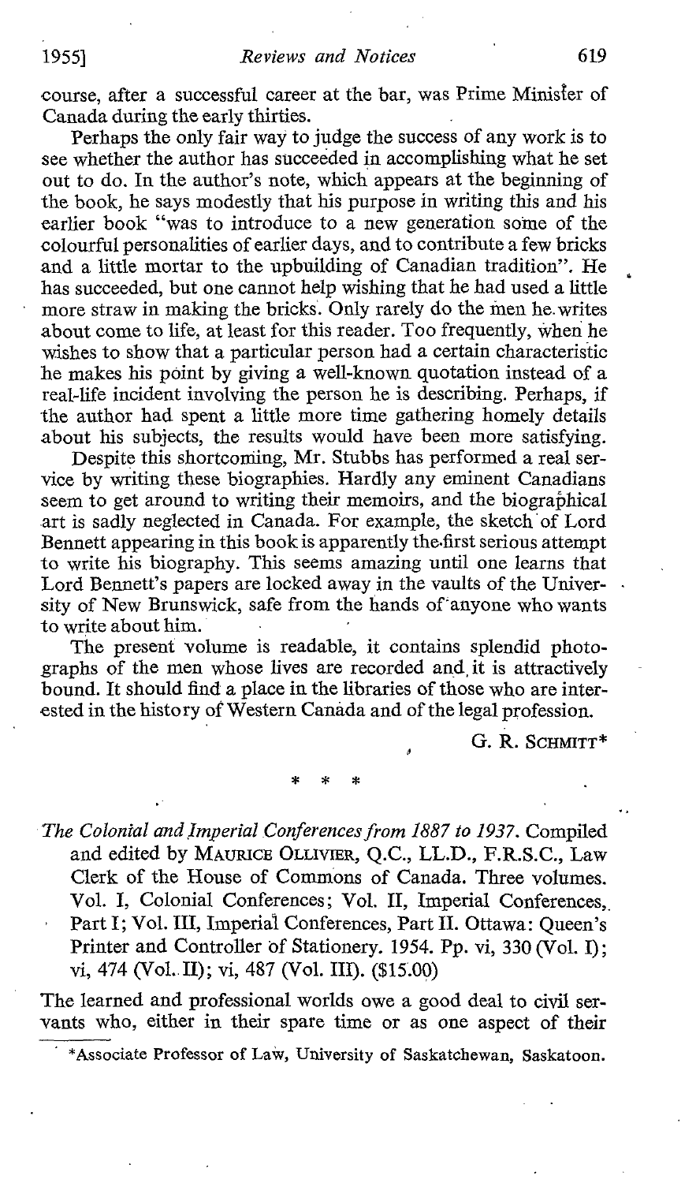course, after a successful career at the bar, was Prime Minister of Canada during the early thirties.

Perhaps the only fair way to judge the success of any work is to see whether the author has succeeded in accomplishing what he set out to do. In the author's note, which appears at the beginning of the book, he says modestly that his purpose in writing this and his earlier book "was to introduce to a new generation some of the colourful personalities of earlier days, and to contribute a few bricks and a little mortar to the upbuilding of Canadian tradition". He has succeeded, but one cannot help wishing that he had used a little more straw in making the bricks. Only rarely do the men he writes about come to life, at least for this reader. Too frequently, when he wishes to show that a particular person had a certain characteristic he makes his point by giving a well-known quotation instead of a real-life incident involving the person he is describing. Perhaps, if the author had spent a little more time gathering homely details about his subjects, the results would have been more satisfying.

Despite this shortcoming, Mr. Stubbs has performed a real service by writing these biographies. Hardly any eminent Canadians seem to get around to writing their memoirs, and the biographical art is sadly neglected in Canada. For example, the sketch of Lord Bennett appearing in this book is apparently the first serious attempt to write his biography. This seems amazing until one learns that Lord Bennett's papers are locked away in the vaults of the University of New Brunswick, safe from the hands of anyone who wants to write about him.

The present volume is readable, it contains splendid photographs of the men whose lives are recorded and it is attractively bound. It should find a place in the libraries of those who are interested in the history of Western Canada and of the legal profession.

G. R. SCHMITT*

\* \* \*

*The Colonial and Imperial Conferences from 1887 to 1937.* Compiled and edited by MAURICE OLLIVIER, Q.C., LL.D., F.R.S.C., Law Clerk of the House of Commons of Canada. Three volumes. Vol. I, Colonial Conferences; Vol. II, Imperial Conferences, Part I; Vol. III, Imperial Conferences, Part II. Ottawa: Queen's Printer and Controller of Stationery. 1954. Pp. vi, 330 (Vol. I); vi, 474 (Vol. II); vi, 487 (Vol. III). ($15.00)

The learned and professional worlds owe a good deal to civil servants who, either in their spare time or as one aspect of their

\*Associate Professor of Law, University of Saskatchewan, Saskatoon.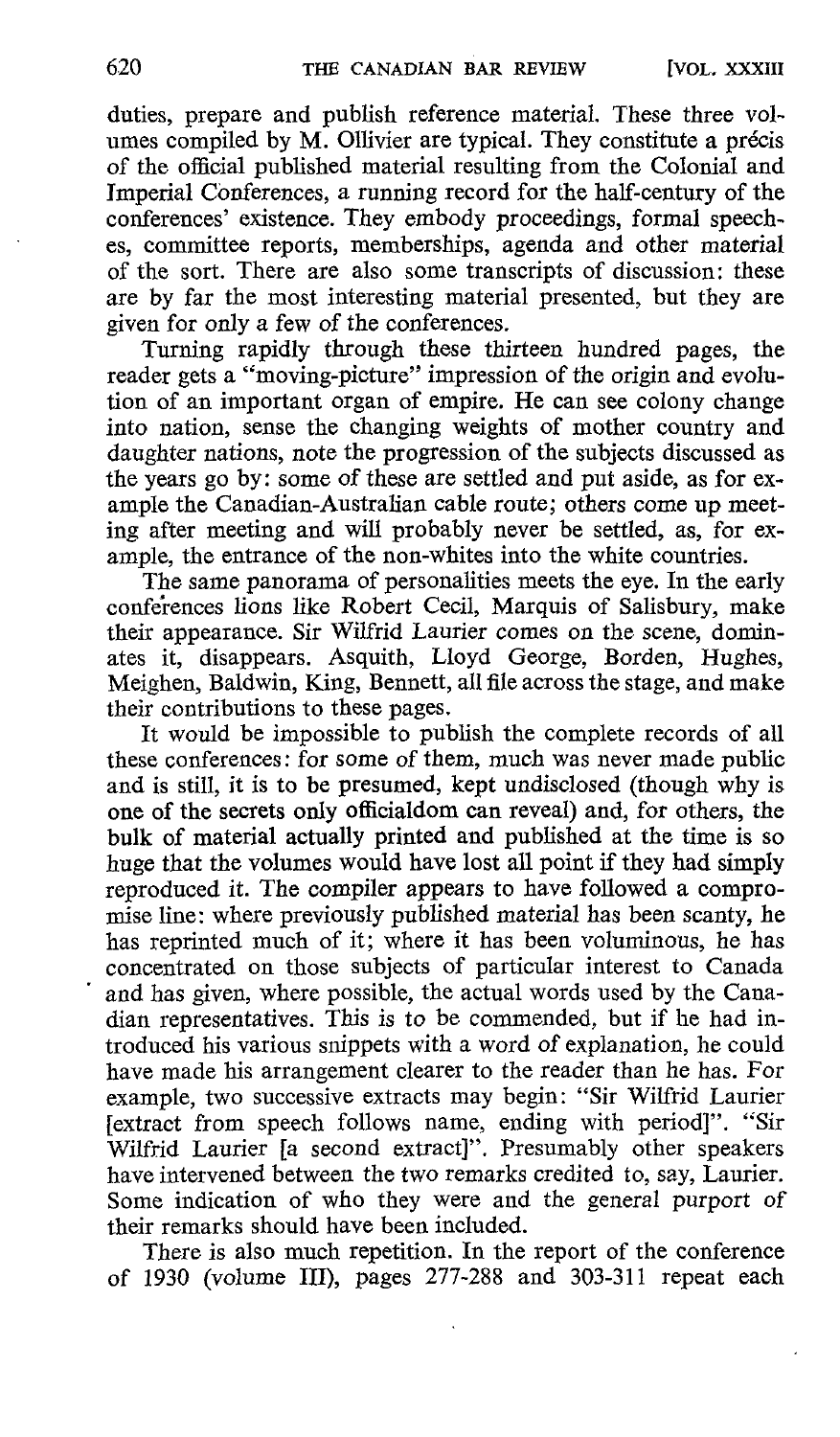duties, prepare and publish reference material. These three volumes compiled by M. Ollivier are typical. They constitute a précis of the official published material resulting from the Colonial and Imperial Conferences, a running record for the half-century of the conferences' existence. They embody proceedings, formal speeches, committee reports, memberships, agenda and other material of the sort. There are also some transcripts of discussion: these are by far the most interesting material presented, but they are given for only a few of the conferences.

Turning rapidly through these thirteen hundred pages, the reader gets a "moving-picture" impression of the origin and evolution of an important organ of empire. He can see colony change into nation, sense the changing weights of mother country and daughter nations, note the progression of the subjects discussed as the years go by: some of these are settled and put aside, as for example the Canadian-Australian cable route; others come up meeting after meeting and will probably never be settled, as, for example, the entrance of the non-whites into the white countries.

The same panorama of personalities meets the eye. In the early conferences lions like Robert Cecil, Marquis of Salisbury, make their appearance. Sir Wilfrid Laurier comes on the scene, dominates it, disappears. Asquith, Lloyd George, Borden, Hughes, Meighen, Baldwin, King, Bennett, all file across the stage, and make their contributions to these pages.

It would be impossible to publish the complete records of all these conferences: for some of them, much was never made public and is still, it is to be presumed, kept undisclosed (though why is one of the secrets only officialdom can reveal) and, for others, the bulk of material actually printed and published at the time is so huge that the volumes would have lost all point if they had simply reproduced it. The compiler appears to have followed a compromise line: where previously published material has been scanty, he has reprinted much of it; where it has been voluminous, he has concentrated on those subjects of particular interest to Canada and has given, where possible, the actual words used by the Canadian representatives. This is to be commended, but if he had introduced his various snippets with a word of explanation, he could have made his arrangement clearer to the reader than he has. For example, two successive extracts may begin: "Sir Wilfrid Laurier [extract from speech follows name, ending with period]". "Sir Wilfrid Laurier [a second extract]". Presumably other speakers have intervened between the two remarks credited to, say, Laurier. Some indication of who they were and the general purport of their remarks should have been included.

There is also much repetition. In the report of the conference of 1930 (volume III), pages 277-288 and 303-311 repeat each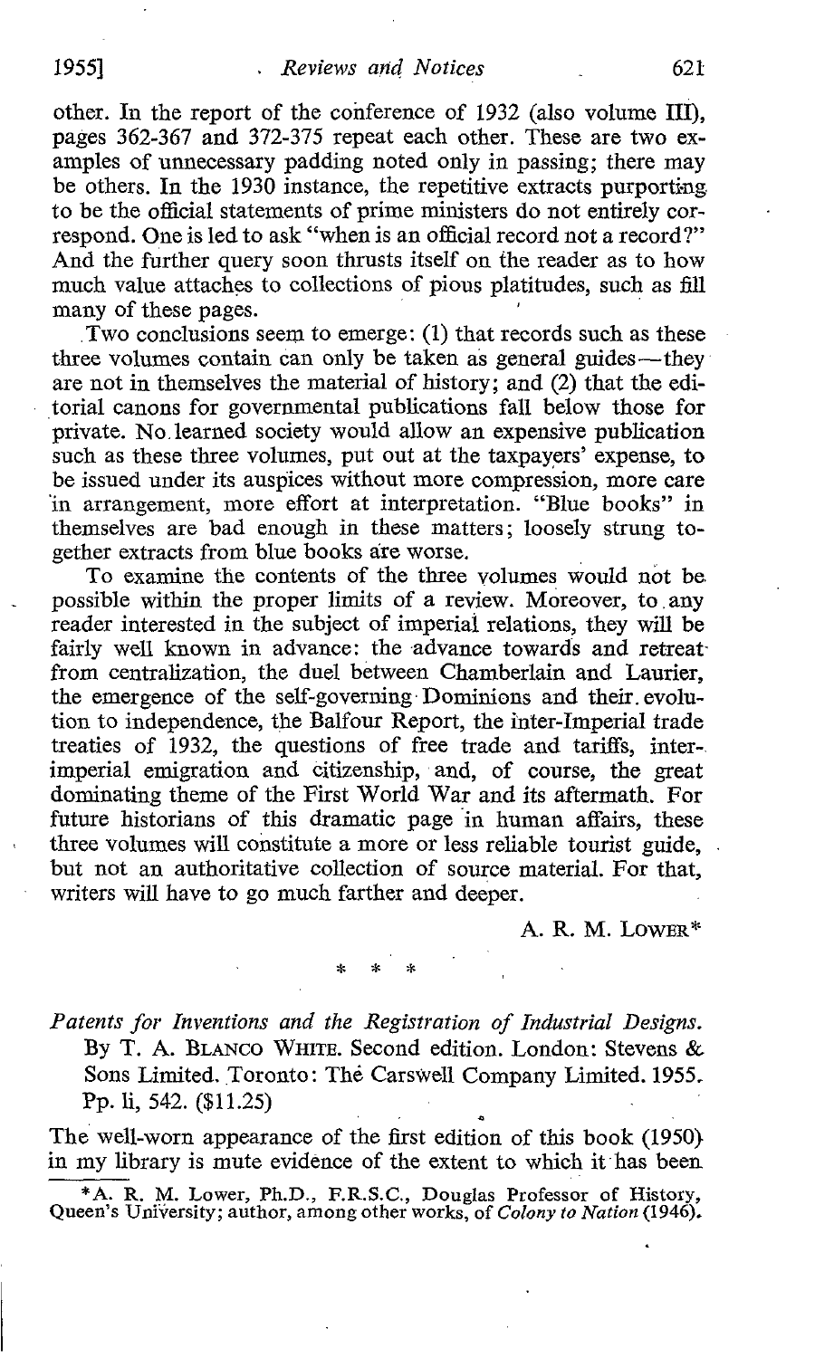other. In the report of the conference of 1932 (also volume III), pages 362-367 and 372-375 repeat each other. These are two examples of unnecessary padding noted only in passing; there may be others. In the 1930 instance, the repetitive extracts purporting to be the official statements of prime ministers do not entirely correspond. One is led to ask "when is an official record not a record?" And the further query soon thrusts itself on the reader as to how much value attaches to collections of pious platitudes, such as fill many of these pages.

Two conclusions seem to emerge: (1) that records such as these three volumes contain can only be taken as general guides—they are not in themselves the material of history; and (2) that the editorial canons for governmental publications fall below those for private. No learned society would allow an expensive publication such as these three volumes, put out at the taxpayers' expense, to be issued under its auspices without more compression, more care in arrangement, more effort at interpretation. "Blue books" in themselves are bad enough in these matters; loosely strung together extracts from blue books are worse.

To examine the contents of the three volumes would not be possible within the proper limits of a review. Moreover, to any reader interested in the subject of imperial relations, they will be fairly well known in advance: the advance towards and retreat from centralization, the duel between Chamberlain and Laurier, the emergence of the self-governing Dominions and their evolution to independence, the Balfour Report, the inter-Imperial trade treaties of 1932, the questions of free trade and tariffs, inter-imperial emigration and citizenship, and, of course, the great dominating theme of the First World War and its aftermath. For future historians of this dramatic page in human affairs, these three volumes will constitute a more or less reliable tourist guide, but not an authoritative collection of source material. For that, writers will have to go much farther and deeper.

A. R. M. LOWER*

\* \* \*

*Patents for Inventions and the Registration of Industrial Designs.* By T. A. BLANCO WHITE. Second edition. London: Stevens & Sons Limited. Toronto: The Carswell Company Limited. 1955. Pp. li, 542. ($11.25)

The well-worn appearance of the first edition of this book (1950) in my library is mute evidence of the extent to which it has been

*A. R. M. Lower, Ph.D., F.R.S.C., Douglas Professor of History, Queen's University; author, among other works, of *Colony to Nation* (1946).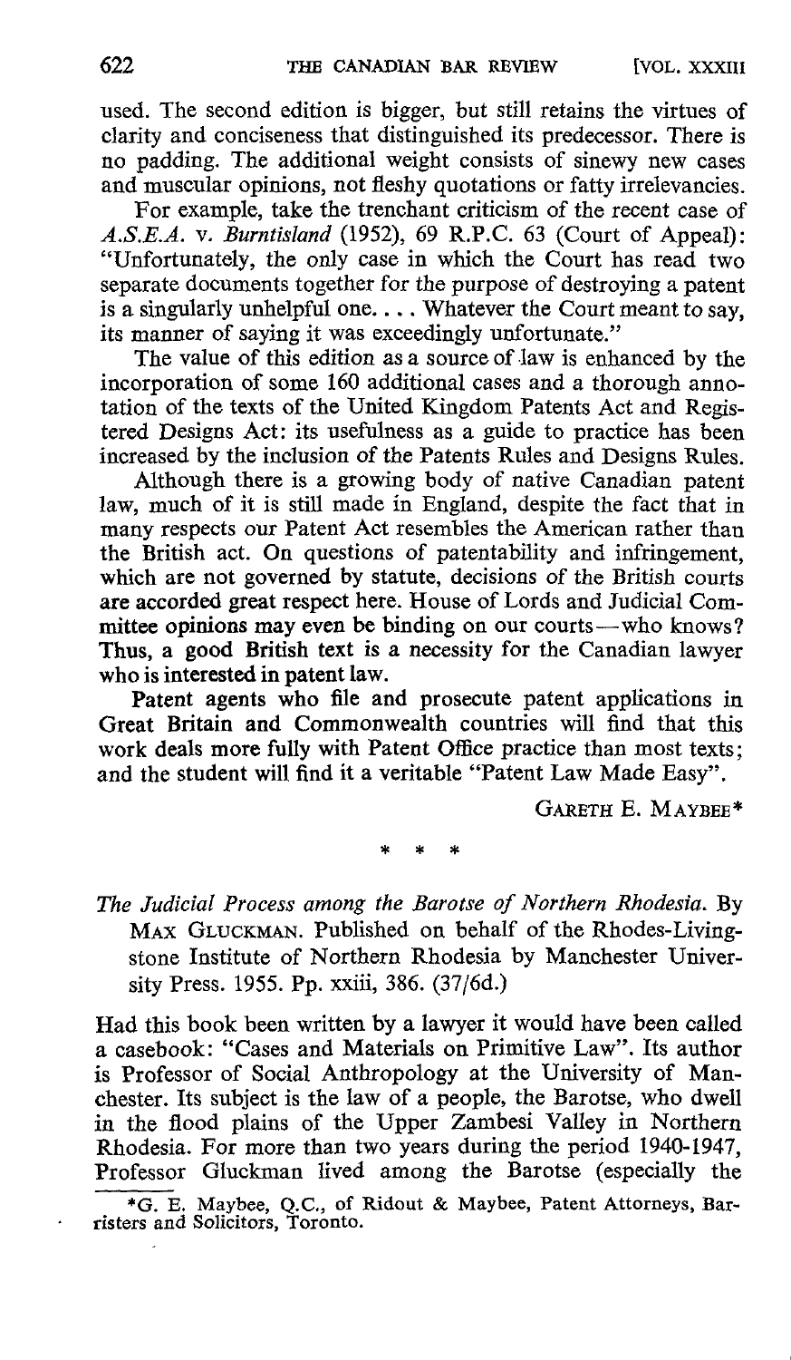used. The second edition is bigger, but still retains the virtues of clarity and conciseness that distinguished its predecessor. There is no padding. The additional weight consists of sinewy new cases and muscular opinions, not fleshy quotations or fatty irrelevancies.

For example, take the trenchant criticism of the recent case of *A.S.E.A.* v. *Burntisland* (1952), 69 R.P.C. 63 (Court of Appeal): "Unfortunately, the only case in which the Court has read two separate documents together for the purpose of destroying a patent is a singularly unhelpful one. . . . Whatever the Court meant to say, its manner of saying it was exceedingly unfortunate."

The value of this edition as a source of law is enhanced by the incorporation of some 160 additional cases and a thorough annotation of the texts of the United Kingdom Patents Act and Registered Designs Act: its usefulness as a guide to practice has been increased by the inclusion of the Patents Rules and Designs Rules.

Although there is a growing body of native Canadian patent law, much of it is still made in England, despite the fact that in many respects our Patent Act resembles the American rather than the British act. On questions of patentability and infringement, which are not governed by statute, decisions of the British courts are accorded great respect here. House of Lords and Judicial Committee opinions may even be binding on our courts—who knows? Thus, a good British text is a necessity for the Canadian lawyer who is interested in patent law.

Patent agents who file and prosecute patent applications in Great Britain and Commonwealth countries will find that this work deals more fully with Patent Office practice than most texts; and the student will find it a veritable "Patent Law Made Easy".

GARETH E. MAYBEE*

\* \* \*

*The Judicial Process among the Barotse of Northern Rhodesia*. By MAX GLUCKMAN. Published on behalf of the Rhodes-Livingstone Institute of Northern Rhodesia by Manchester University Press. 1955. Pp. xxiii, 386. (37/6d.)

Had this book been written by a lawyer it would have been called a casebook: "Cases and Materials on Primitive Law". Its author is Professor of Social Anthropology at the University of Manchester. Its subject is the law of a people, the Barotse, who dwell in the flood plains of the Upper Zambesi Valley in Northern Rhodesia. For more than two years during the period 1940-1947, Professor Gluckman lived among the Barotse (especially the

*G. E. Maybee, Q.C., of Ridout & Maybee, Patent Attorneys, Barristers and Solicitors, Toronto.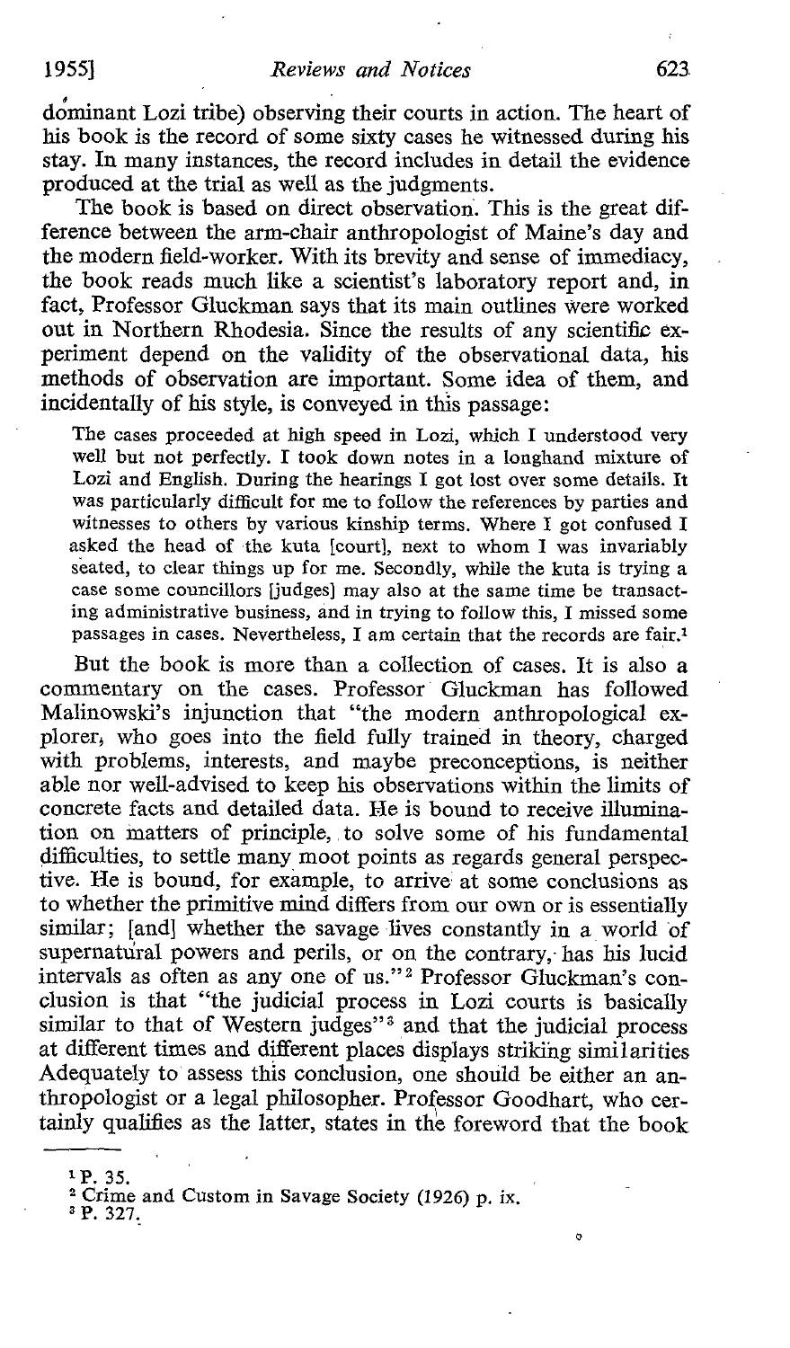dominant Lozi tribe) observing their courts in action. The heart of his book is the record of some sixty cases he witnessed during his stay. In many instances, the record includes in detail the evidence produced at the trial as well as the judgments.

The book is based on direct observation. This is the great difference between the arm-chair anthropologist of Maine's day and the modern field-worker. With its brevity and sense of immediacy, the book reads much like a scientist's laboratory report and, in fact, Professor Gluckman says that its main outlines were worked out in Northern Rhodesia. Since the results of any scientific experiment depend on the validity of the observational data, his methods of observation are important. Some idea of them, and incidentally of his style, is conveyed in this passage:

> The cases proceeded at high speed in Lozi, which I understood very well but not perfectly. I took down notes in a longhand mixture of Lozi and English. During the hearings I got lost over some details. It was particularly difficult for me to follow the references by parties and witnesses to others by various kinship terms. Where I got confused I asked the head of the kuta [court], next to whom I was invariably seated, to clear things up for me. Secondly, while the kuta is trying a case some councillors [judges] may also at the same time be transacting administrative business, and in trying to follow this, I missed some passages in cases. Nevertheless, I am certain that the records are fair.[1]

But the book is more than a collection of cases. It is also a commentary on the cases. Professor Gluckman has followed Malinowski's injunction that "the modern anthropological explorer, who goes into the field fully trained in theory, charged with problems, interests, and maybe preconceptions, is neither able nor well-advised to keep his observations within the limits of concrete facts and detailed data. He is bound to receive illumination on matters of principle, to solve some of his fundamental difficulties, to settle many moot points as regards general perspective. He is bound, for example, to arrive at some conclusions as to whether the primitive mind differs from our own or is essentially similar; [and] whether the savage lives constantly in a world of supernatural powers and perils, or on the contrary, has his lucid intervals as often as any one of us."[2] Professor Gluckman's conclusion is that "the judicial process in Lozi courts is basically similar to that of Western judges"[3] and that the judicial process at different times and different places displays striking similarities Adequately to assess this conclusion, one should be either an anthropologist or a legal philosopher. Professor Goodhart, who certainly qualifies as the latter, states in the foreword that the book

---

[1] P. 35.

[2] Crime and Custom in Savage Society (1926) p. ix.

[3] P. 327.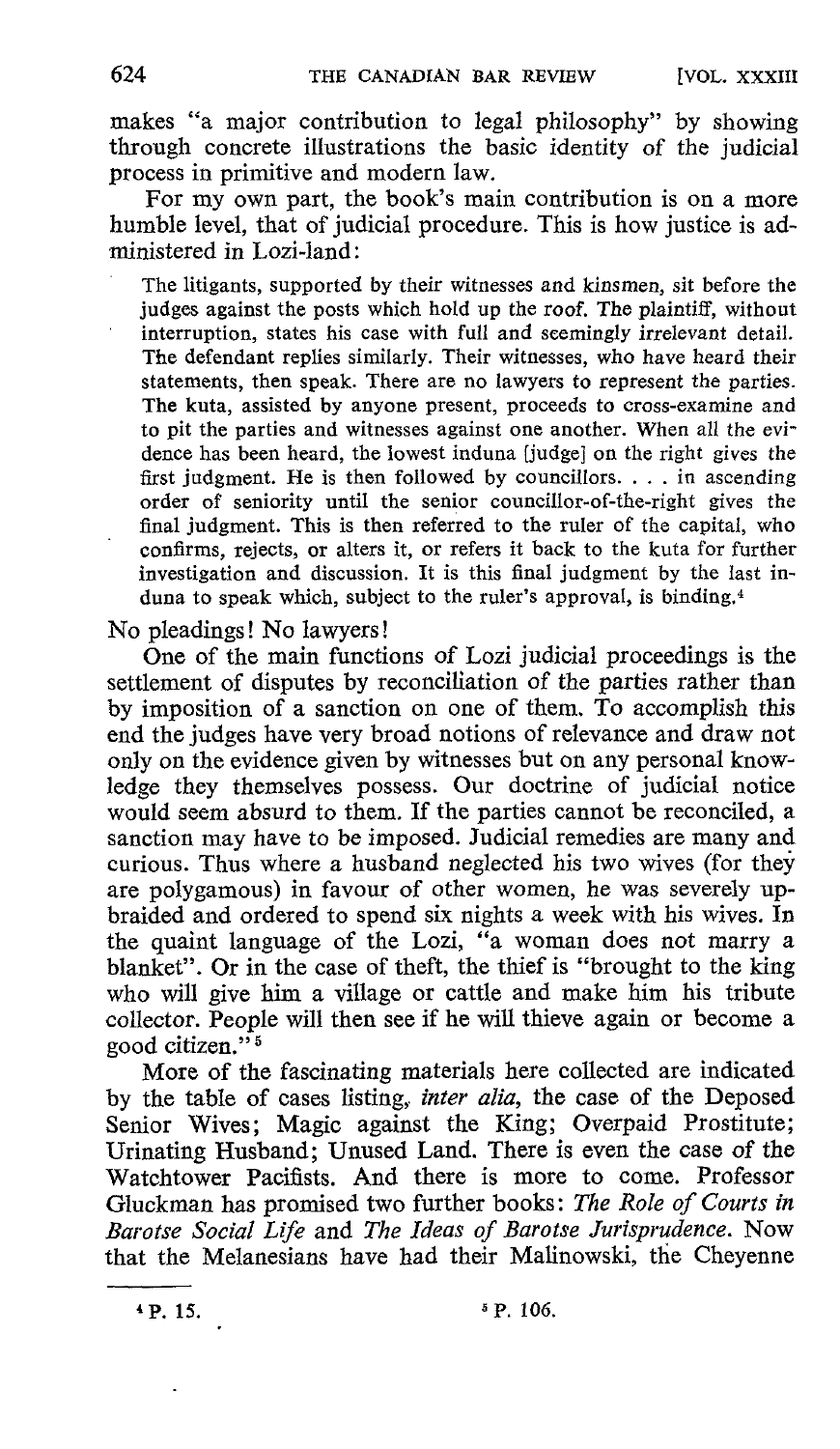makes "a major contribution to legal philosophy" by showing through concrete illustrations the basic identity of the judicial process in primitive and modern law.

For my own part, the book's main contribution is on a more humble level, that of judicial procedure. This is how justice is administered in Lozi-land:

> The litigants, supported by their witnesses and kinsmen, sit before the judges against the posts which hold up the roof. The plaintiff, without interruption, states his case with full and seemingly irrelevant detail. The defendant replies similarly. Their witnesses, who have heard their statements, then speak. There are no lawyers to represent the parties. The kuta, assisted by anyone present, proceeds to cross-examine and to pit the parties and witnesses against one another. When all the evidence has been heard, the lowest induna [judge] on the right gives the first judgment. He is then followed by councillors. . . . in ascending order of seniority until the senior councillor-of-the-right gives the final judgment. This is then referred to the ruler of the capital, who confirms, rejects, or alters it, or refers it back to the kuta for further investigation and discussion. It is this final judgment by the last induna to speak which, subject to the ruler's approval, is binding.[4]

No pleadings! No lawyers!

One of the main functions of Lozi judicial proceedings is the settlement of disputes by reconciliation of the parties rather than by imposition of a sanction on one of them. To accomplish this end the judges have very broad notions of relevance and draw not only on the evidence given by witnesses but on any personal knowledge they themselves possess. Our doctrine of judicial notice would seem absurd to them. If the parties cannot be reconciled, a sanction may have to be imposed. Judicial remedies are many and curious. Thus where a husband neglected his two wives (for they are polygamous) in favour of other women, he was severely upbraided and ordered to spend six nights a week with his wives. In the quaint language of the Lozi, "a woman does not marry a blanket". Or in the case of theft, the thief is "brought to the king who will give him a village or cattle and make him his tribute collector. People will then see if he will thieve again or become a good citizen."[5]

More of the fascinating materials here collected are indicated by the table of cases listing, *inter alia*, the case of the Deposed Senior Wives; Magic against the King; Overpaid Prostitute; Urinating Husband; Unused Land. There is even the case of the Watchtower Pacifists. And there is more to come. Professor Gluckman has promised two further books: *The Role of Courts in Barotse Social Life* and *The Ideas of Barotse Jurisprudence*. Now that the Melanesians have had their Malinowski, the Cheyenne

---

[4] P. 15.

[5] P. 106.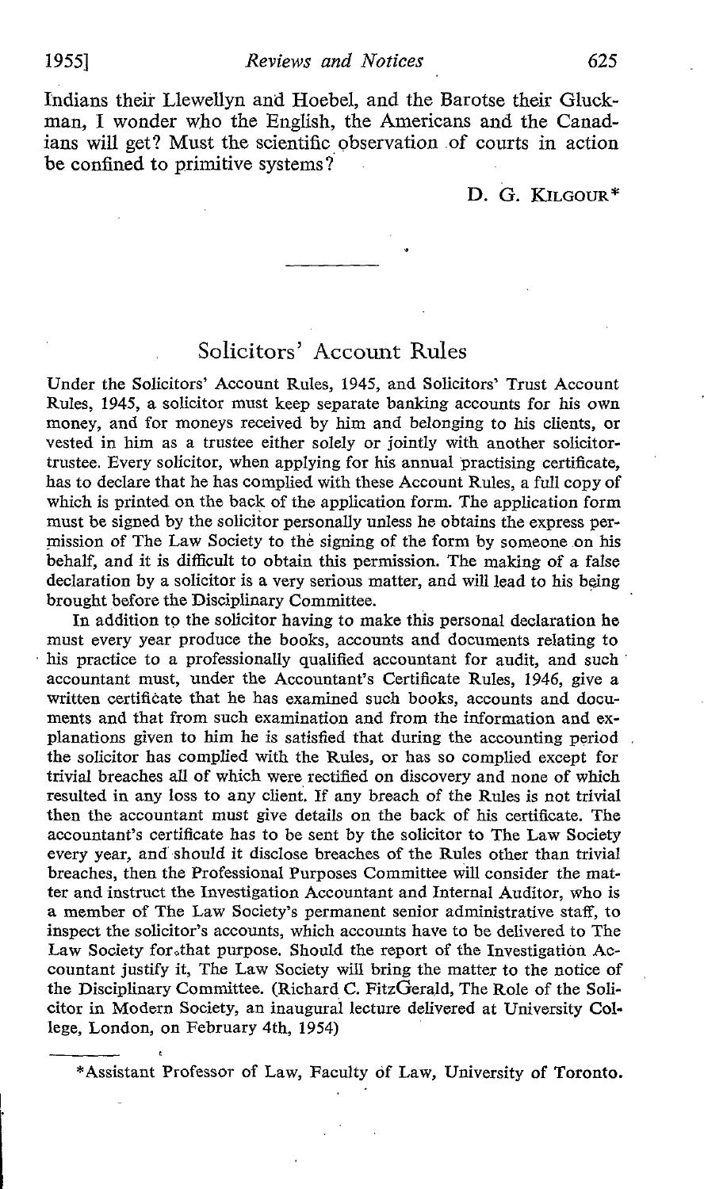Indians their Llewellyn and Hoebel, and the Barotse their Gluckman, I wonder who the English, the Americans and the Canadians will get? Must the scientific observation of courts in action be confined to primitive systems?

D. G. KILGOUR*

---

## Solicitors' Account Rules

Under the Solicitors' Account Rules, 1945, and Solicitors' Trust Account Rules, 1945, a solicitor must keep separate banking accounts for his own money, and for moneys received by him and belonging to his clients, or vested in him as a trustee either solely or jointly with another solicitor-trustee. Every solicitor, when applying for his annual practising certificate, has to declare that he has complied with these Account Rules, a full copy of which is printed on the back of the application form. The application form must be signed by the solicitor personally unless he obtains the express permission of The Law Society to the signing of the form by someone on his behalf, and it is difficult to obtain this permission. The making of a false declaration by a solicitor is a very serious matter, and will lead to his being brought before the Disciplinary Committee.

In addition to the solicitor having to make this personal declaration he must every year produce the books, accounts and documents relating to his practice to a professionally qualified accountant for audit, and such accountant must, under the Accountant's Certificate Rules, 1946, give a written certificate that he has examined such books, accounts and documents and that from such examination and from the information and explanations given to him he is satisfied that during the accounting period the solicitor has complied with the Rules, or has so complied except for trivial breaches all of which were rectified on discovery and none of which resulted in any loss to any client. If any breach of the Rules is not trivial then the accountant must give details on the back of his certificate. The accountant's certificate has to be sent by the solicitor to The Law Society every year, and should it disclose breaches of the Rules other than trivial breaches, then the Professional Purposes Committee will consider the matter and instruct the Investigation Accountant and Internal Auditor, who is a member of The Law Society's permanent senior administrative staff, to inspect the solicitor's accounts, which accounts have to be delivered to The Law Society for that purpose. Should the report of the Investigation Accountant justify it, The Law Society will bring the matter to the notice of the Disciplinary Committee. (Richard C. FitzGerald, The Role of the Solicitor in Modern Society, an inaugural lecture delivered at University College, London, on February 4th, 1954)

---

*Assistant Professor of Law, Faculty of Law, University of Toronto.